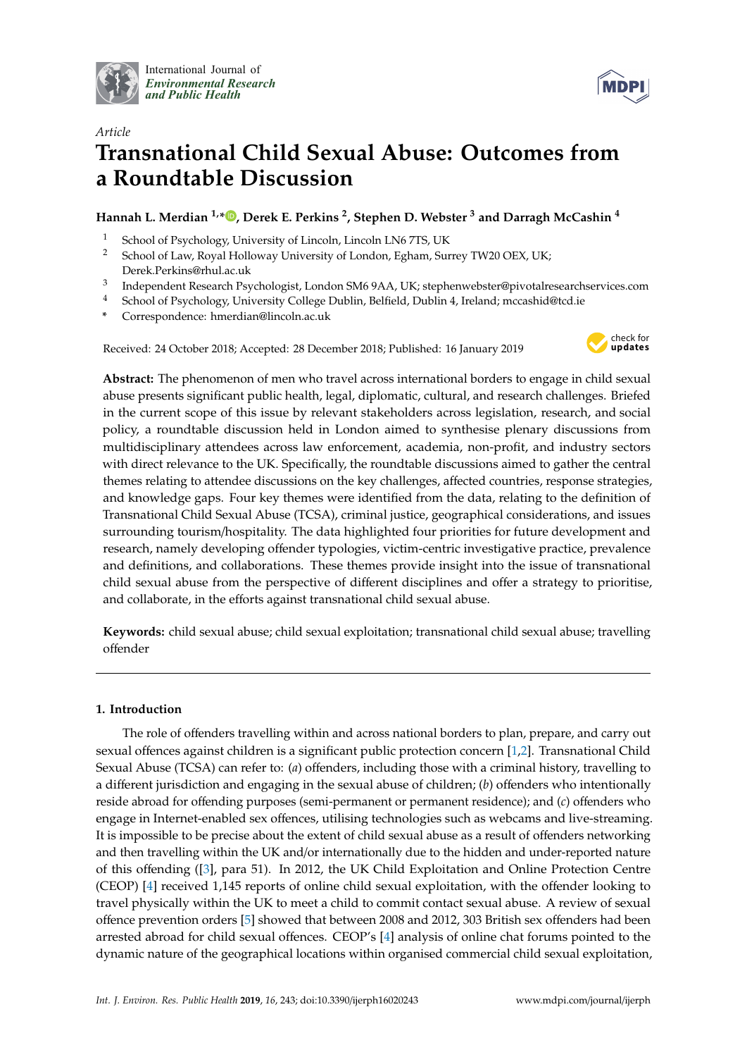International Journal of *Environmental Research and Public Health*

*Article*

# Transnational Child Sexual Abuse: Outcomes from a Roundtable Discussion

**Hannah L. Merdian [1,*], Derek E. Perkins [2], Stephen D. Webster [3] and Darragh McCashin [4]**

1. School of Psychology, University of Lincoln, Lincoln LN6 7TS, UK
2. School of Law, Royal Holloway University of London, Egham, Surrey TW20 OEX, UK; Derek.Perkins@rhul.ac.uk
3. Independent Research Psychologist, London SM6 9AA, UK; stephenwebster@pivotalresearchservices.com
4. School of Psychology, University College Dublin, Belfield, Dublin 4, Ireland; mccashid@tcd.ie

\* Correspondence: hmerdian@lincoln.ac.uk

Received: 24 October 2018; Accepted: 28 December 2018; Published: 16 January 2019

**Abstract:** The phenomenon of men who travel across international borders to engage in child sexual abuse presents significant public health, legal, diplomatic, cultural, and research challenges. Briefed in the current scope of this issue by relevant stakeholders across legislation, research, and social policy, a roundtable discussion held in London aimed to synthesise plenary discussions from multidisciplinary attendees across law enforcement, academia, non-profit, and industry sectors with direct relevance to the UK. Specifically, the roundtable discussions aimed to gather the central themes relating to attendee discussions on the key challenges, affected countries, response strategies, and knowledge gaps. Four key themes were identified from the data, relating to the definition of Transnational Child Sexual Abuse (TCSA), criminal justice, geographical considerations, and issues surrounding tourism/hospitality. The data highlighted four priorities for future development and research, namely developing offender typologies, victim-centric investigative practice, prevalence and definitions, and collaborations. These themes provide insight into the issue of transnational child sexual abuse from the perspective of different disciplines and offer a strategy to prioritise, and collaborate, in the efforts against transnational child sexual abuse.

**Keywords:** child sexual abuse; child sexual exploitation; transnational child sexual abuse; travelling offender

## 1. Introduction

The role of offenders travelling within and across national borders to plan, prepare, and carry out sexual offences against children is a significant public protection concern [1,2]. Transnational Child Sexual Abuse (TCSA) can refer to: (*a*) offenders, including those with a criminal history, travelling to a different jurisdiction and engaging in the sexual abuse of children; (*b*) offenders who intentionally reside abroad for offending purposes (semi-permanent or permanent residence); and (*c*) offenders who engage in Internet-enabled sex offences, utilising technologies such as webcams and live-streaming. It is impossible to be precise about the extent of child sexual abuse as a result of offenders networking and then travelling within the UK and/or internationally due to the hidden and under-reported nature of this offending ([3], para 51). In 2012, the UK Child Exploitation and Online Protection Centre (CEOP) [4] received 1,145 reports of online child sexual exploitation, with the offender looking to travel physically within the UK to meet a child to commit contact sexual abuse. A review of sexual offence prevention orders [5] showed that between 2008 and 2012, 303 British sex offenders had been arrested abroad for child sexual offences. CEOP's [4] analysis of online chat forums pointed to the dynamic nature of the geographical locations within organised commercial child sexual exploitation,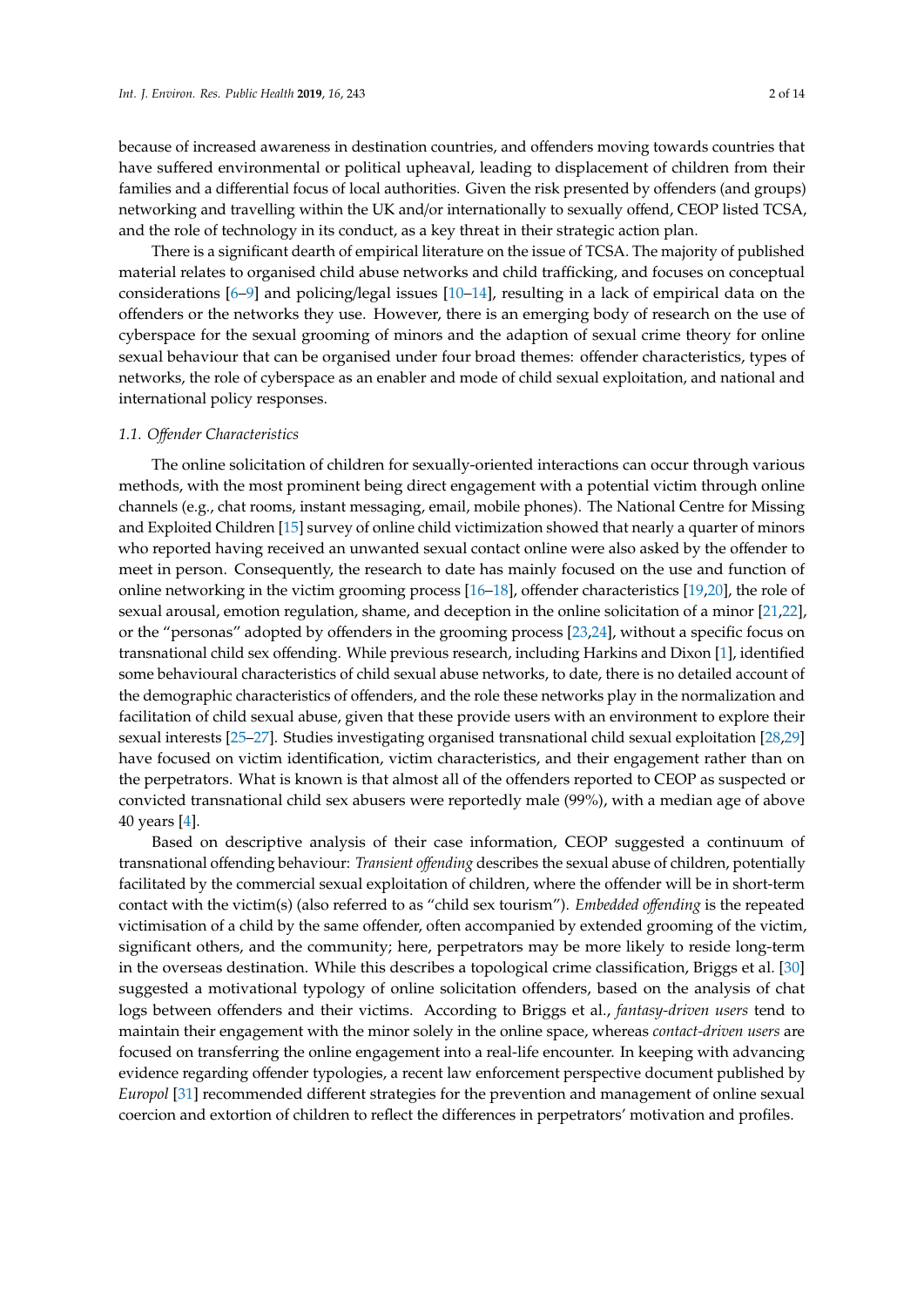because of increased awareness in destination countries, and offenders moving towards countries that have suffered environmental or political upheaval, leading to displacement of children from their families and a differential focus of local authorities. Given the risk presented by offenders (and groups) networking and travelling within the UK and/or internationally to sexually offend, CEOP listed TCSA, and the role of technology in its conduct, as a key threat in their strategic action plan.

There is a significant dearth of empirical literature on the issue of TCSA. The majority of published material relates to organised child abuse networks and child trafficking, and focuses on conceptual considerations [6–9] and policing/legal issues [10–14], resulting in a lack of empirical data on the offenders or the networks they use. However, there is an emerging body of research on the use of cyberspace for the sexual grooming of minors and the adaption of sexual crime theory for online sexual behaviour that can be organised under four broad themes: offender characteristics, types of networks, the role of cyberspace as an enabler and mode of child sexual exploitation, and national and international policy responses.

### 1.1. Offender Characteristics

The online solicitation of children for sexually-oriented interactions can occur through various methods, with the most prominent being direct engagement with a potential victim through online channels (e.g., chat rooms, instant messaging, email, mobile phones). The National Centre for Missing and Exploited Children [15] survey of online child victimization showed that nearly a quarter of minors who reported having received an unwanted sexual contact online were also asked by the offender to meet in person. Consequently, the research to date has mainly focused on the use and function of online networking in the victim grooming process [16–18], offender characteristics [19,20], the role of sexual arousal, emotion regulation, shame, and deception in the online solicitation of a minor [21,22], or the "personas" adopted by offenders in the grooming process [23,24], without a specific focus on transnational child sex offending. While previous research, including Harkins and Dixon [1], identified some behavioural characteristics of child sexual abuse networks, to date, there is no detailed account of the demographic characteristics of offenders, and the role these networks play in the normalization and facilitation of child sexual abuse, given that these provide users with an environment to explore their sexual interests [25–27]. Studies investigating organised transnational child sexual exploitation [28,29] have focused on victim identification, victim characteristics, and their engagement rather than on the perpetrators. What is known is that almost all of the offenders reported to CEOP as suspected or convicted transnational child sex abusers were reportedly male (99%), with a median age of above 40 years [4].

Based on descriptive analysis of their case information, CEOP suggested a continuum of transnational offending behaviour: *Transient offending* describes the sexual abuse of children, potentially facilitated by the commercial sexual exploitation of children, where the offender will be in short-term contact with the victim(s) (also referred to as "child sex tourism"). *Embedded offending* is the repeated victimisation of a child by the same offender, often accompanied by extended grooming of the victim, significant others, and the community; here, perpetrators may be more likely to reside long-term in the overseas destination. While this describes a topological crime classification, Briggs et al. [30] suggested a motivational typology of online solicitation offenders, based on the analysis of chat logs between offenders and their victims. According to Briggs et al., *fantasy-driven users* tend to maintain their engagement with the minor solely in the online space, whereas *contact-driven users* are focused on transferring the online engagement into a real-life encounter. In keeping with advancing evidence regarding offender typologies, a recent law enforcement perspective document published by *Europol* [31] recommended different strategies for the prevention and management of online sexual coercion and extortion of children to reflect the differences in perpetrators' motivation and profiles.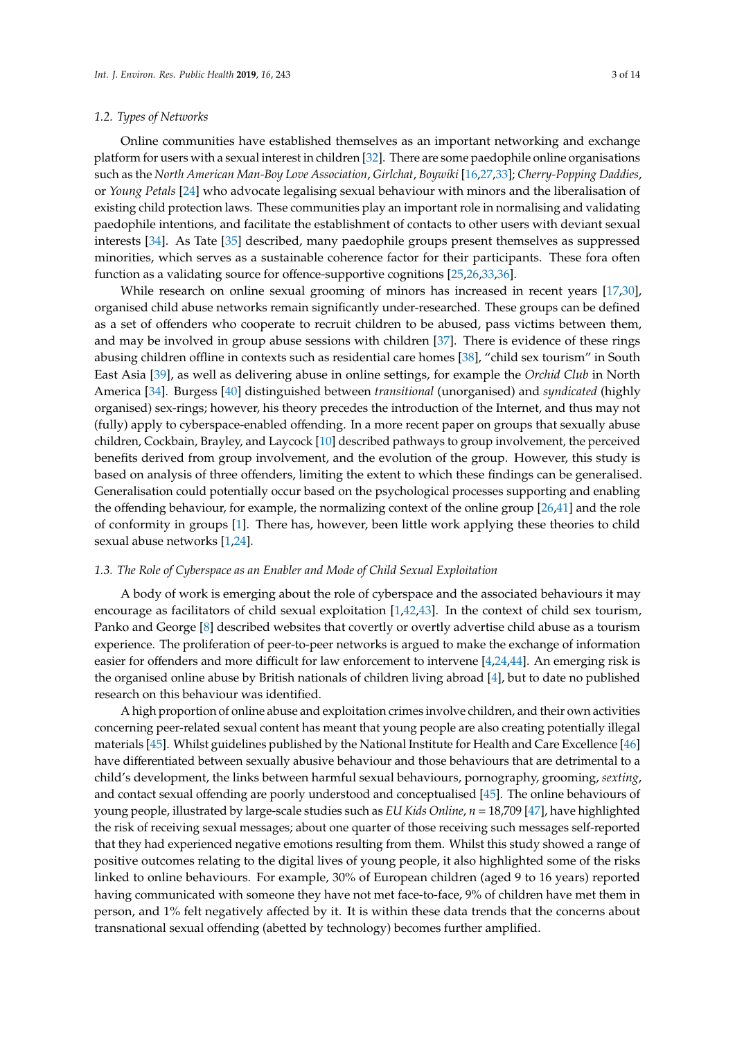### 1.2. Types of Networks

Online communities have established themselves as an important networking and exchange platform for users with a sexual interest in children [32]. There are some paedophile online organisations such as the *North American Man-Boy Love Association*, *Girlchat*, *Boywiki* [16,27,33]; *Cherry-Popping Daddies*, or *Young Petals* [24] who advocate legalising sexual behaviour with minors and the liberalisation of existing child protection laws. These communities play an important role in normalising and validating paedophile intentions, and facilitate the establishment of contacts to other users with deviant sexual interests [34]. As Tate [35] described, many paedophile groups present themselves as suppressed minorities, which serves as a sustainable coherence factor for their participants. These fora often function as a validating source for offence-supportive cognitions [25,26,33,36].

While research on online sexual grooming of minors has increased in recent years [17,30], organised child abuse networks remain significantly under-researched. These groups can be defined as a set of offenders who cooperate to recruit children to be abused, pass victims between them, and may be involved in group abuse sessions with children [37]. There is evidence of these rings abusing children offline in contexts such as residential care homes [38], "child sex tourism" in South East Asia [39], as well as delivering abuse in online settings, for example the *Orchid Club* in North America [34]. Burgess [40] distinguished between *transitional* (unorganised) and *syndicated* (highly organised) sex-rings; however, his theory precedes the introduction of the Internet, and thus may not (fully) apply to cyberspace-enabled offending. In a more recent paper on groups that sexually abuse children, Cockbain, Brayley, and Laycock [10] described pathways to group involvement, the perceived benefits derived from group involvement, and the evolution of the group. However, this study is based on analysis of three offenders, limiting the extent to which these findings can be generalised. Generalisation could potentially occur based on the psychological processes supporting and enabling the offending behaviour, for example, the normalizing context of the online group [26,41] and the role of conformity in groups [1]. There has, however, been little work applying these theories to child sexual abuse networks [1,24].

### 1.3. The Role of Cyberspace as an Enabler and Mode of Child Sexual Exploitation

A body of work is emerging about the role of cyberspace and the associated behaviours it may encourage as facilitators of child sexual exploitation [1,42,43]. In the context of child sex tourism, Panko and George [8] described websites that covertly or overtly advertise child abuse as a tourism experience. The proliferation of peer-to-peer networks is argued to make the exchange of information easier for offenders and more difficult for law enforcement to intervene [4,24,44]. An emerging risk is the organised online abuse by British nationals of children living abroad [4], but to date no published research on this behaviour was identified.

A high proportion of online abuse and exploitation crimes involve children, and their own activities concerning peer-related sexual content has meant that young people are also creating potentially illegal materials [45]. Whilst guidelines published by the National Institute for Health and Care Excellence [46] have differentiated between sexually abusive behaviour and those behaviours that are detrimental to a child's development, the links between harmful sexual behaviours, pornography, grooming, *sexting*, and contact sexual offending are poorly understood and conceptualised [45]. The online behaviours of young people, illustrated by large-scale studies such as *EU Kids Online*, $n = 18{,}709$ [47], have highlighted the risk of receiving sexual messages; about one quarter of those receiving such messages self-reported that they had experienced negative emotions resulting from them. Whilst this study showed a range of positive outcomes relating to the digital lives of young people, it also highlighted some of the risks linked to online behaviours. For example, 30% of European children (aged 9 to 16 years) reported having communicated with someone they have not met face-to-face, 9% of children have met them in person, and 1% felt negatively affected by it. It is within these data trends that the concerns about transnational sexual offending (abetted by technology) becomes further amplified.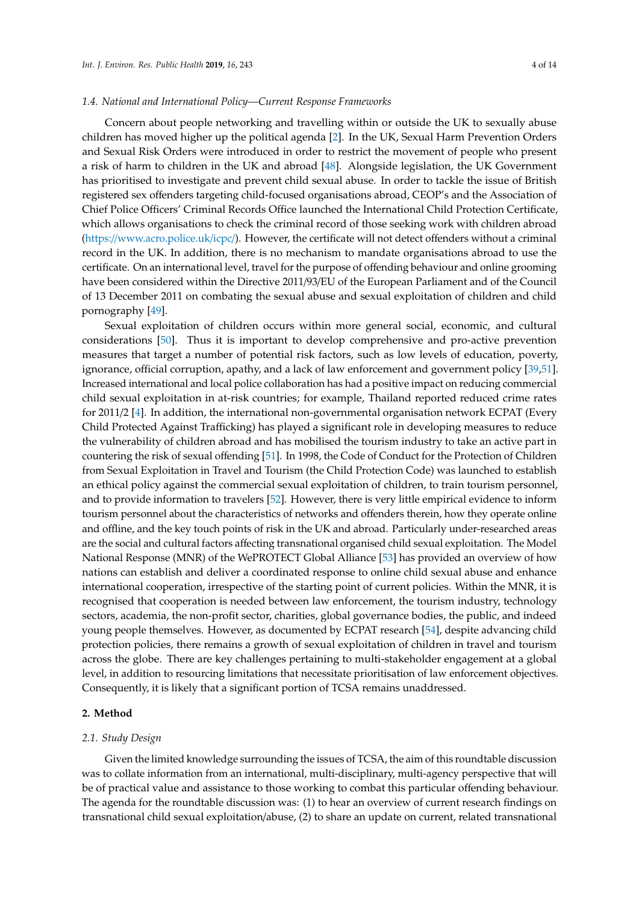### 1.4. National and International Policy—Current Response Frameworks

Concern about people networking and travelling within or outside the UK to sexually abuse children has moved higher up the political agenda [2]. In the UK, Sexual Harm Prevention Orders and Sexual Risk Orders were introduced in order to restrict the movement of people who present a risk of harm to children in the UK and abroad [48]. Alongside legislation, the UK Government has prioritised to investigate and prevent child sexual abuse. In order to tackle the issue of British registered sex offenders targeting child-focused organisations abroad, CEOP's and the Association of Chief Police Officers' Criminal Records Office launched the International Child Protection Certificate, which allows organisations to check the criminal record of those seeking work with children abroad (https://www.acro.police.uk/icpc/). However, the certificate will not detect offenders without a criminal record in the UK. In addition, there is no mechanism to mandate organisations abroad to use the certificate. On an international level, travel for the purpose of offending behaviour and online grooming have been considered within the Directive 2011/93/EU of the European Parliament and of the Council of 13 December 2011 on combating the sexual abuse and sexual exploitation of children and child pornography [49].

Sexual exploitation of children occurs within more general social, economic, and cultural considerations [50]. Thus it is important to develop comprehensive and pro-active prevention measures that target a number of potential risk factors, such as low levels of education, poverty, ignorance, official corruption, apathy, and a lack of law enforcement and government policy [39,51]. Increased international and local police collaboration has had a positive impact on reducing commercial child sexual exploitation in at-risk countries; for example, Thailand reported reduced crime rates for 2011/2 [4]. In addition, the international non-governmental organisation network ECPAT (Every Child Protected Against Trafficking) has played a significant role in developing measures to reduce the vulnerability of children abroad and has mobilised the tourism industry to take an active part in countering the risk of sexual offending [51]. In 1998, the Code of Conduct for the Protection of Children from Sexual Exploitation in Travel and Tourism (the Child Protection Code) was launched to establish an ethical policy against the commercial sexual exploitation of children, to train tourism personnel, and to provide information to travelers [52]. However, there is very little empirical evidence to inform tourism personnel about the characteristics of networks and offenders therein, how they operate online and offline, and the key touch points of risk in the UK and abroad. Particularly under-researched areas are the social and cultural factors affecting transnational organised child sexual exploitation. The Model National Response (MNR) of the WePROTECT Global Alliance [53] has provided an overview of how nations can establish and deliver a coordinated response to online child sexual abuse and enhance international cooperation, irrespective of the starting point of current policies. Within the MNR, it is recognised that cooperation is needed between law enforcement, the tourism industry, technology sectors, academia, the non-profit sector, charities, global governance bodies, the public, and indeed young people themselves. However, as documented by ECPAT research [54], despite advancing child protection policies, there remains a growth of sexual exploitation of children in travel and tourism across the globe. There are key challenges pertaining to multi-stakeholder engagement at a global level, in addition to resourcing limitations that necessitate prioritisation of law enforcement objectives. Consequently, it is likely that a significant portion of TCSA remains unaddressed.

## 2. Method

### 2.1. Study Design

Given the limited knowledge surrounding the issues of TCSA, the aim of this roundtable discussion was to collate information from an international, multi-disciplinary, multi-agency perspective that will be of practical value and assistance to those working to combat this particular offending behaviour. The agenda for the roundtable discussion was: (1) to hear an overview of current research findings on transnational child sexual exploitation/abuse, (2) to share an update on current, related transnational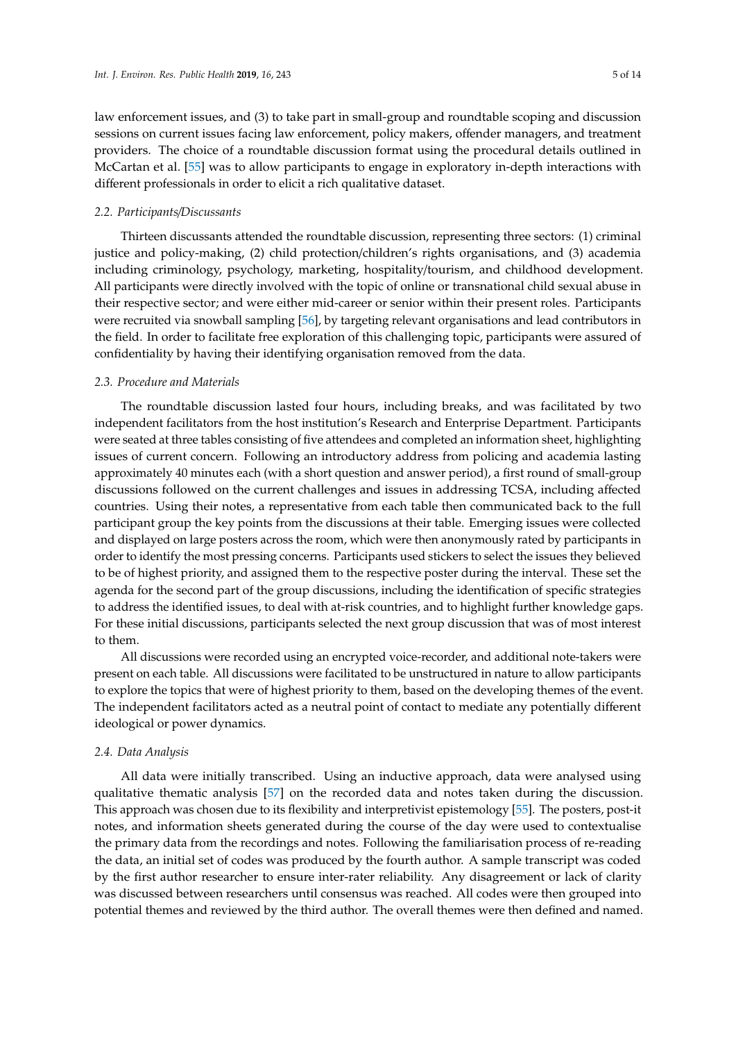law enforcement issues, and (3) to take part in small-group and roundtable scoping and discussion sessions on current issues facing law enforcement, policy makers, offender managers, and treatment providers. The choice of a roundtable discussion format using the procedural details outlined in McCartan et al. [55] was to allow participants to engage in exploratory in-depth interactions with different professionals in order to elicit a rich qualitative dataset.

### 2.2. Participants/Discussants

Thirteen discussants attended the roundtable discussion, representing three sectors: (1) criminal justice and policy-making, (2) child protection/children's rights organisations, and (3) academia including criminology, psychology, marketing, hospitality/tourism, and childhood development. All participants were directly involved with the topic of online or transnational child sexual abuse in their respective sector; and were either mid-career or senior within their present roles. Participants were recruited via snowball sampling [56], by targeting relevant organisations and lead contributors in the field. In order to facilitate free exploration of this challenging topic, participants were assured of confidentiality by having their identifying organisation removed from the data.

### 2.3. Procedure and Materials

The roundtable discussion lasted four hours, including breaks, and was facilitated by two independent facilitators from the host institution's Research and Enterprise Department. Participants were seated at three tables consisting of five attendees and completed an information sheet, highlighting issues of current concern. Following an introductory address from policing and academia lasting approximately 40 minutes each (with a short question and answer period), a first round of small-group discussions followed on the current challenges and issues in addressing TCSA, including affected countries. Using their notes, a representative from each table then communicated back to the full participant group the key points from the discussions at their table. Emerging issues were collected and displayed on large posters across the room, which were then anonymously rated by participants in order to identify the most pressing concerns. Participants used stickers to select the issues they believed to be of highest priority, and assigned them to the respective poster during the interval. These set the agenda for the second part of the group discussions, including the identification of specific strategies to address the identified issues, to deal with at-risk countries, and to highlight further knowledge gaps. For these initial discussions, participants selected the next group discussion that was of most interest to them.

All discussions were recorded using an encrypted voice-recorder, and additional note-takers were present on each table. All discussions were facilitated to be unstructured in nature to allow participants to explore the topics that were of highest priority to them, based on the developing themes of the event. The independent facilitators acted as a neutral point of contact to mediate any potentially different ideological or power dynamics.

### 2.4. Data Analysis

All data were initially transcribed. Using an inductive approach, data were analysed using qualitative thematic analysis [57] on the recorded data and notes taken during the discussion. This approach was chosen due to its flexibility and interpretivist epistemology [55]. The posters, post-it notes, and information sheets generated during the course of the day were used to contextualise the primary data from the recordings and notes. Following the familiarisation process of re-reading the data, an initial set of codes was produced by the fourth author. A sample transcript was coded by the first author researcher to ensure inter-rater reliability. Any disagreement or lack of clarity was discussed between researchers until consensus was reached. All codes were then grouped into potential themes and reviewed by the third author. The overall themes were then defined and named.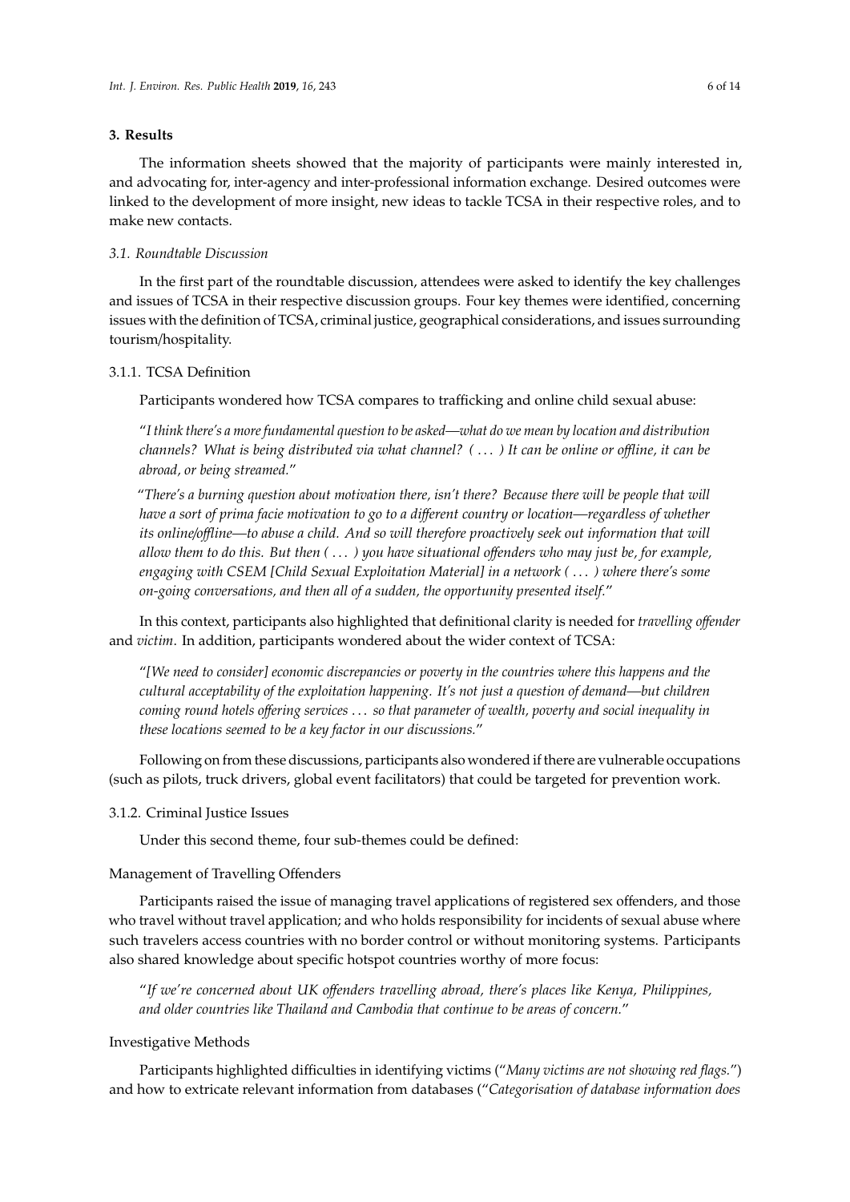## 3. Results

The information sheets showed that the majority of participants were mainly interested in, and advocating for, inter-agency and inter-professional information exchange. Desired outcomes were linked to the development of more insight, new ideas to tackle TCSA in their respective roles, and to make new contacts.

### 3.1. Roundtable Discussion

In the first part of the roundtable discussion, attendees were asked to identify the key challenges and issues of TCSA in their respective discussion groups. Four key themes were identified, concerning issues with the definition of TCSA, criminal justice, geographical considerations, and issues surrounding tourism/hospitality.

#### 3.1.1. TCSA Definition

Participants wondered how TCSA compares to trafficking and online child sexual abuse:

> "*I think there's a more fundamental question to be asked—what do we mean by location and distribution channels? What is being distributed via what channel? ( ... ) It can be online or offline, it can be abroad, or being streamed.*"

> "*There's a burning question about motivation there, isn't there? Because there will be people that will have a sort of prima facie motivation to go to a different country or location—regardless of whether its online/offline—to abuse a child. And so will therefore proactively seek out information that will allow them to do this. But then ( ... ) you have situational offenders who may just be, for example, engaging with CSEM [Child Sexual Exploitation Material] in a network ( ... ) where there's some on-going conversations, and then all of a sudden, the opportunity presented itself.*"

In this context, participants also highlighted that definitional clarity is needed for *travelling offender* and *victim*. In addition, participants wondered about the wider context of TCSA:

> "*[We need to consider] economic discrepancies or poverty in the countries where this happens and the cultural acceptability of the exploitation happening. It's not just a question of demand—but children coming round hotels offering services ... so that parameter of wealth, poverty and social inequality in these locations seemed to be a key factor in our discussions.*"

Following on from these discussions, participants also wondered if there are vulnerable occupations (such as pilots, truck drivers, global event facilitators) that could be targeted for prevention work.

#### 3.1.2. Criminal Justice Issues

Under this second theme, four sub-themes could be defined:

##### Management of Travelling Offenders

Participants raised the issue of managing travel applications of registered sex offenders, and those who travel without travel application; and who holds responsibility for incidents of sexual abuse where such travelers access countries with no border control or without monitoring systems. Participants also shared knowledge about specific hotspot countries worthy of more focus:

> "*If we're concerned about UK offenders travelling abroad, there's places like Kenya, Philippines, and older countries like Thailand and Cambodia that continue to be areas of concern.*"

##### Investigative Methods

Participants highlighted difficulties in identifying victims ("*Many victims are not showing red flags.*") and how to extricate relevant information from databases ("*Categorisation of database information does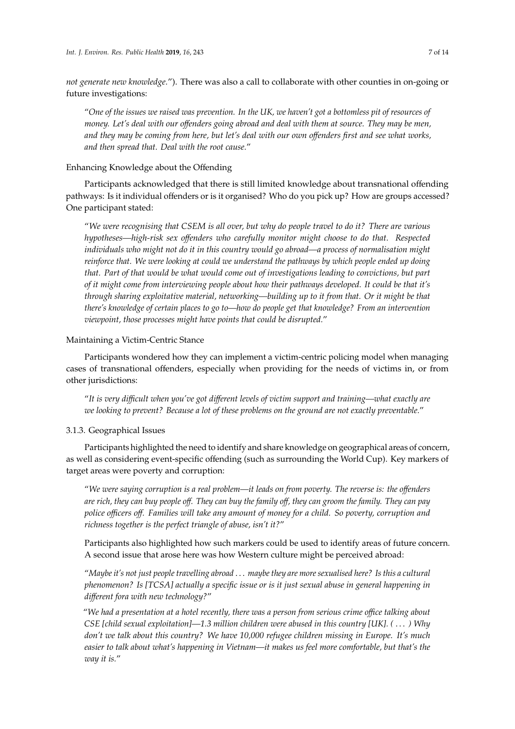*not generate new knowledge.*"). There was also a call to collaborate with other counties in on-going or future investigations:

> "*One of the issues we raised was prevention. In the UK, we haven't got a bottomless pit of resources of money. Let's deal with our offenders going abroad and deal with them at source. They may be men, and they may be coming from here, but let's deal with our own offenders first and see what works, and then spread that. Deal with the root cause.*"

Enhancing Knowledge about the Offending

Participants acknowledged that there is still limited knowledge about transnational offending pathways: Is it individual offenders or is it organised? Who do you pick up? How are groups accessed? One participant stated:

> "*We were recognising that CSEM is all over, but why do people travel to do it? There are various hypotheses—high-risk sex offenders who carefully monitor might choose to do that. Respected individuals who might not do it in this country would go abroad—a process of normalisation might reinforce that. We were looking at could we understand the pathways by which people ended up doing that. Part of that would be what would come out of investigations leading to convictions, but part of it might come from interviewing people about how their pathways developed. It could be that it's through sharing exploitative material, networking—building up to it from that. Or it might be that there's knowledge of certain places to go to—how do people get that knowledge? From an intervention viewpoint, those processes might have points that could be disrupted.*"

Maintaining a Victim-Centric Stance

Participants wondered how they can implement a victim-centric policing model when managing cases of transnational offenders, especially when providing for the needs of victims in, or from other jurisdictions:

> "*It is very difficult when you've got different levels of victim support and training—what exactly are we looking to prevent? Because a lot of these problems on the ground are not exactly preventable.*"

### 3.1.3. Geographical Issues

Participants highlighted the need to identify and share knowledge on geographical areas of concern, as well as considering event-specific offending (such as surrounding the World Cup). Key markers of target areas were poverty and corruption:

> "*We were saying corruption is a real problem—it leads on from poverty. The reverse is: the offenders are rich, they can buy people off. They can buy the family off, they can groom the family. They can pay police officers off. Families will take any amount of money for a child. So poverty, corruption and richness together is the perfect triangle of abuse, isn't it?*"

Participants also highlighted how such markers could be used to identify areas of future concern. A second issue that arose here was how Western culture might be perceived abroad:

> "*Maybe it's not just people travelling abroad ... maybe they are more sexualised here? Is this a cultural phenomenon? Is [TCSA] actually a specific issue or is it just sexual abuse in general happening in different fora with new technology?*"

> "*We had a presentation at a hotel recently, there was a person from serious crime office talking about CSE [child sexual exploitation]—1.3 million children were abused in this country [UK]. ( ... ) Why don't we talk about this country? We have 10,000 refugee children missing in Europe. It's much easier to talk about what's happening in Vietnam—it makes us feel more comfortable, but that's the way it is.*"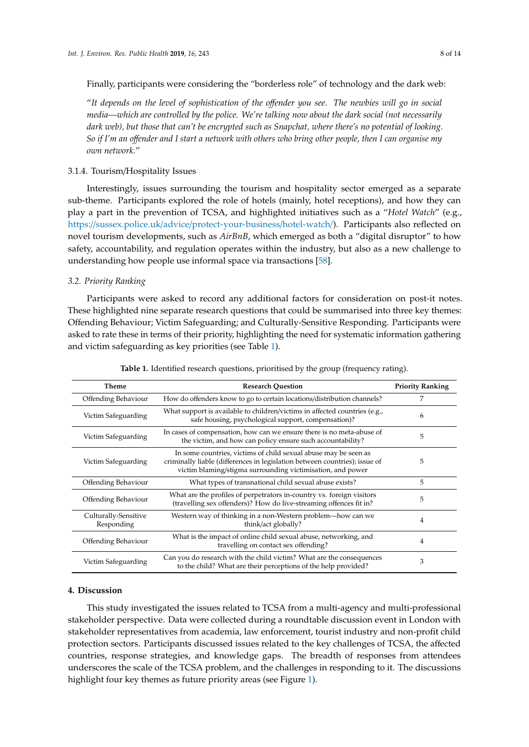Finally, participants were considering the "borderless role" of technology and the dark web:

"*It depends on the level of sophistication of the offender you see. The newbies will go in social media—which are controlled by the police. We're talking now about the dark social (not necessarily dark web), but those that can't be encrypted such as Snapchat, where there's no potential of looking. So if I'm an offender and I start a network with others who bring other people, then I can organise my own network.*"

#### 3.1.4. Tourism/Hospitality Issues

Interestingly, issues surrounding the tourism and hospitality sector emerged as a separate sub-theme. Participants explored the role of hotels (mainly, hotel receptions), and how they can play a part in the prevention of TCSA, and highlighted initiatives such as a "*Hotel Watch*" (e.g., https://sussex.police.uk/advice/protect-your-business/hotel-watch/). Participants also reflected on novel tourism developments, such as *AirBnB*, which emerged as both a "digital disruptor" to how safety, accountability, and regulation operates within the industry, but also as a new challenge to understanding how people use informal space via transactions [58].

### *3.2. Priority Ranking*

Participants were asked to record any additional factors for consideration on post-it notes. These highlighted nine separate research questions that could be summarised into three key themes: Offending Behaviour; Victim Safeguarding; and Culturally-Sensitive Responding. Participants were asked to rate these in terms of their priority, highlighting the need for systematic information gathering and victim safeguarding as key priorities (see Table 1).

**Table 1.** Identified research questions, prioritised by the group (frequency rating).

| Theme | Research Question | Priority Ranking |
|---|---|---|
| Offending Behaviour | How do offenders know to go to certain locations/distribution channels? | 7 |
| Victim Safeguarding | What support is available to children/victims in affected countries (e.g., safe housing, psychological support, compensation)? | 6 |
| Victim Safeguarding | In cases of compensation, how can we ensure there is no meta-abuse of the victim, and how can policy ensure such accountability? | 5 |
| Victim Safeguarding | In some countries, victims of child sexual abuse may be seen as criminally liable (differences in legislation between countries); issue of victim blaming/stigma surrounding victimisation, and power | 5 |
| Offending Behaviour | What types of transnational child sexual abuse exists? | 5 |
| Offending Behaviour | What are the profiles of perpetrators in-country vs. foreign visitors (travelling sex offenders)? How do live-streaming offences fit in? | 5 |
| Culturally-Sensitive Responding | Western way of thinking in a non-Western problem—how can we think/act globally? | 4 |
| Offending Behaviour | What is the impact of online child sexual abuse, networking, and travelling on contact sex offending? | 4 |
| Victim Safeguarding | Can you do research with the child victim? What are the consequences to the child? What are their perceptions of the help provided? | 3 |

## 4. Discussion

This study investigated the issues related to TCSA from a multi-agency and multi-professional stakeholder perspective. Data were collected during a roundtable discussion event in London with stakeholder representatives from academia, law enforcement, tourist industry and non-profit child protection sectors. Participants discussed issues related to the key challenges of TCSA, the affected countries, response strategies, and knowledge gaps. The breadth of responses from attendees underscores the scale of the TCSA problem, and the challenges in responding to it. The discussions highlight four key themes as future priority areas (see Figure 1).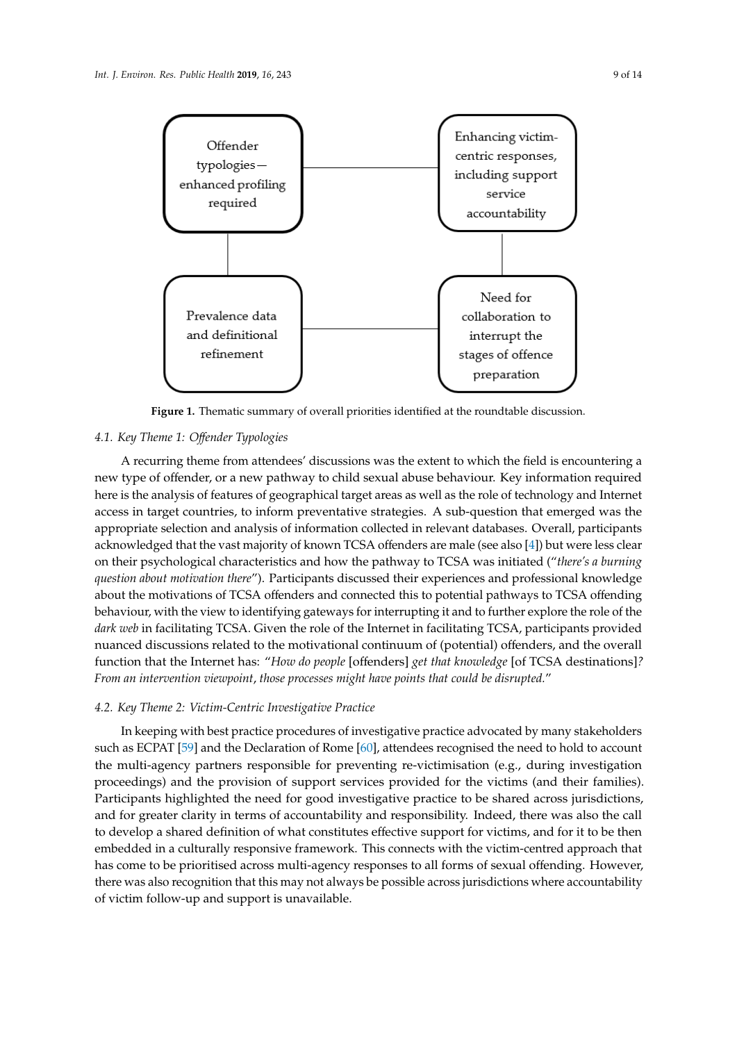Offender typologies—enhanced profiling required

Enhancing victim-centric responses, including support service accountability

Prevalence data and definitional refinement

Need for collaboration to interrupt the stages of offence preparation

**Figure 1.** Thematic summary of overall priorities identified at the roundtable discussion.

### 4.1. Key Theme 1: Offender Typologies

A recurring theme from attendees' discussions was the extent to which the field is encountering a new type of offender, or a new pathway to child sexual abuse behaviour. Key information required here is the analysis of features of geographical target areas as well as the role of technology and Internet access in target countries, to inform preventative strategies. A sub-question that emerged was the appropriate selection and analysis of information collected in relevant databases. Overall, participants acknowledged that the vast majority of known TCSA offenders are male (see also [4]) but were less clear on their psychological characteristics and how the pathway to TCSA was initiated ("*there's a burning question about motivation there*"). Participants discussed their experiences and professional knowledge about the motivations of TCSA offenders and connected this to potential pathways to TCSA offending behaviour, with the view to identifying gateways for interrupting it and to further explore the role of the *dark web* in facilitating TCSA. Given the role of the Internet in facilitating TCSA, participants provided nuanced discussions related to the motivational continuum of (potential) offenders, and the overall function that the Internet has: "*How do people* [offenders] *get that knowledge* [of TCSA destinations]*? From an intervention viewpoint, those processes might have points that could be disrupted.*"

### 4.2. Key Theme 2: Victim-Centric Investigative Practice

In keeping with best practice procedures of investigative practice advocated by many stakeholders such as ECPAT [59] and the Declaration of Rome [60], attendees recognised the need to hold to account the multi-agency partners responsible for preventing re-victimisation (e.g., during investigation proceedings) and the provision of support services provided for the victims (and their families). Participants highlighted the need for good investigative practice to be shared across jurisdictions, and for greater clarity in terms of accountability and responsibility. Indeed, there was also the call to develop a shared definition of what constitutes effective support for victims, and for it to be then embedded in a culturally responsive framework. This connects with the victim-centred approach that has come to be prioritised across multi-agency responses to all forms of sexual offending. However, there was also recognition that this may not always be possible across jurisdictions where accountability of victim follow-up and support is unavailable.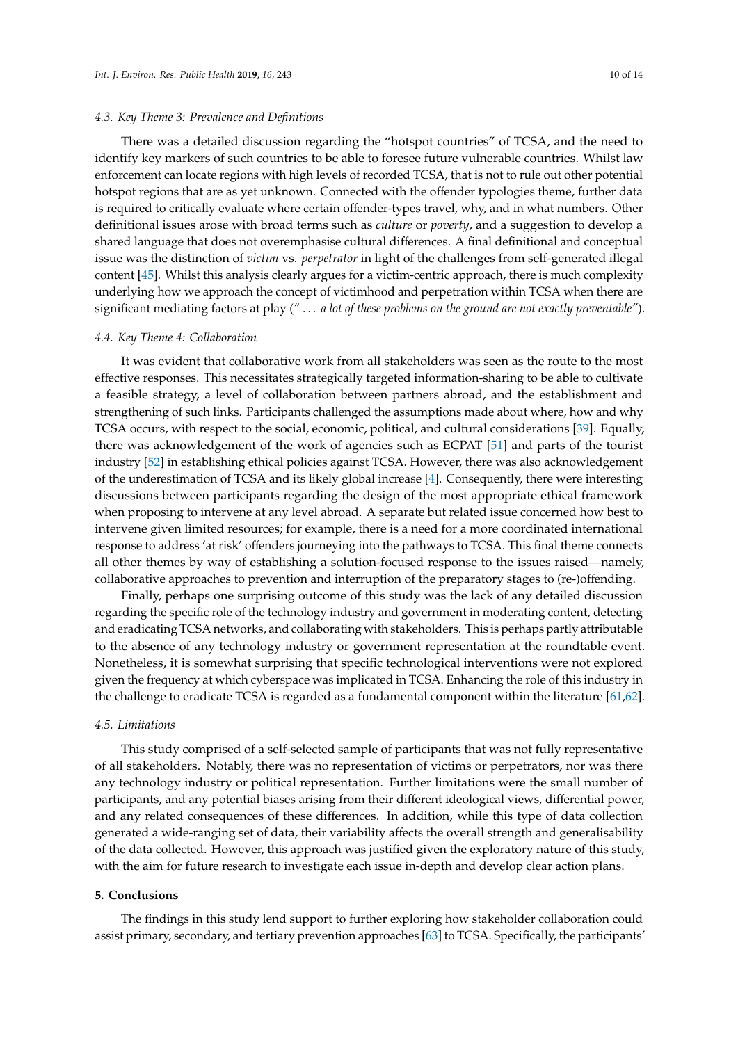### 4.3. Key Theme 3: Prevalence and Definitions

There was a detailed discussion regarding the "hotspot countries" of TCSA, and the need to identify key markers of such countries to be able to foresee future vulnerable countries. Whilst law enforcement can locate regions with high levels of recorded TCSA, that is not to rule out other potential hotspot regions that are as yet unknown. Connected with the offender typologies theme, further data is required to critically evaluate where certain offender-types travel, why, and in what numbers. Other definitional issues arose with broad terms such as *culture* or *poverty*, and a suggestion to develop a shared language that does not overemphasise cultural differences. A final definitional and conceptual issue was the distinction of *victim* vs. *perpetrator* in light of the challenges from self-generated illegal content [45]. Whilst this analysis clearly argues for a victim-centric approach, there is much complexity underlying how we approach the concept of victimhood and perpetration within TCSA when there are significant mediating factors at play (*" ... a lot of these problems on the ground are not exactly preventable"*).

### 4.4. Key Theme 4: Collaboration

It was evident that collaborative work from all stakeholders was seen as the route to the most effective responses. This necessitates strategically targeted information-sharing to be able to cultivate a feasible strategy, a level of collaboration between partners abroad, and the establishment and strengthening of such links. Participants challenged the assumptions made about where, how and why TCSA occurs, with respect to the social, economic, political, and cultural considerations [39]. Equally, there was acknowledgement of the work of agencies such as ECPAT [51] and parts of the tourist industry [52] in establishing ethical policies against TCSA. However, there was also acknowledgement of the underestimation of TCSA and its likely global increase [4]. Consequently, there were interesting discussions between participants regarding the design of the most appropriate ethical framework when proposing to intervene at any level abroad. A separate but related issue concerned how best to intervene given limited resources; for example, there is a need for a more coordinated international response to address 'at risk' offenders journeying into the pathways to TCSA. This final theme connects all other themes by way of establishing a solution-focused response to the issues raised—namely, collaborative approaches to prevention and interruption of the preparatory stages to (re-)offending.

Finally, perhaps one surprising outcome of this study was the lack of any detailed discussion regarding the specific role of the technology industry and government in moderating content, detecting and eradicating TCSA networks, and collaborating with stakeholders. This is perhaps partly attributable to the absence of any technology industry or government representation at the roundtable event. Nonetheless, it is somewhat surprising that specific technological interventions were not explored given the frequency at which cyberspace was implicated in TCSA. Enhancing the role of this industry in the challenge to eradicate TCSA is regarded as a fundamental component within the literature [61,62].

### 4.5. Limitations

This study comprised of a self-selected sample of participants that was not fully representative of all stakeholders. Notably, there was no representation of victims or perpetrators, nor was there any technology industry or political representation. Further limitations were the small number of participants, and any potential biases arising from their different ideological views, differential power, and any related consequences of these differences. In addition, while this type of data collection generated a wide-ranging set of data, their variability affects the overall strength and generalisability of the data collected. However, this approach was justified given the exploratory nature of this study, with the aim for future research to investigate each issue in-depth and develop clear action plans.

## 5. Conclusions

The findings in this study lend support to further exploring how stakeholder collaboration could assist primary, secondary, and tertiary prevention approaches [63] to TCSA. Specifically, the participants'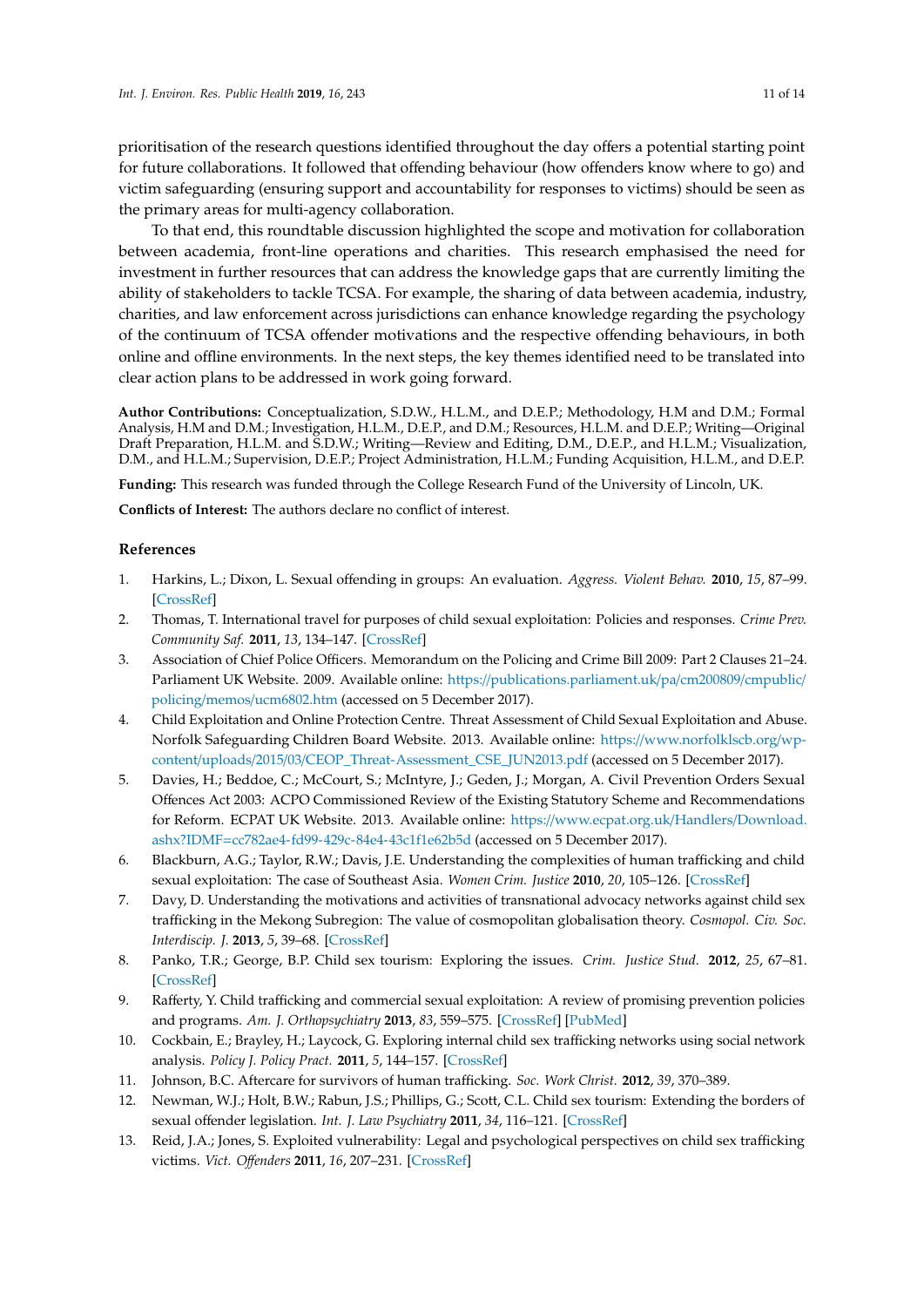prioritisation of the research questions identified throughout the day offers a potential starting point for future collaborations. It followed that offending behaviour (how offenders know where to go) and victim safeguarding (ensuring support and accountability for responses to victims) should be seen as the primary areas for multi-agency collaboration.

To that end, this roundtable discussion highlighted the scope and motivation for collaboration between academia, front-line operations and charities. This research emphasised the need for investment in further resources that can address the knowledge gaps that are currently limiting the ability of stakeholders to tackle TCSA. For example, the sharing of data between academia, industry, charities, and law enforcement across jurisdictions can enhance knowledge regarding the psychology of the continuum of TCSA offender motivations and the respective offending behaviours, in both online and offline environments. In the next steps, the key themes identified need to be translated into clear action plans to be addressed in work going forward.

**Author Contributions:** Conceptualization, S.D.W., H.L.M., and D.E.P.; Methodology, H.M and D.M.; Formal Analysis, H.M and D.M.; Investigation, H.L.M., D.E.P., and D.M.; Resources, H.L.M. and D.E.P.; Writing—Original Draft Preparation, H.L.M. and S.D.W.; Writing—Review and Editing, D.M., D.E.P., and H.L.M.; Visualization, D.M., and H.L.M.; Supervision, D.E.P.; Project Administration, H.L.M.; Funding Acquisition, H.L.M., and D.E.P.

**Funding:** This research was funded through the College Research Fund of the University of Lincoln, UK.

**Conflicts of Interest:** The authors declare no conflict of interest.

## References

1. Harkins, L.; Dixon, L. Sexual offending in groups: An evaluation. *Aggress. Violent Behav.* **2010**, *15*, 87–99. [CrossRef]
2. Thomas, T. International travel for purposes of child sexual exploitation: Policies and responses. *Crime Prev. Community Saf.* **2011**, *13*, 134–147. [CrossRef]
3. Association of Chief Police Officers. Memorandum on the Policing and Crime Bill 2009: Part 2 Clauses 21–24. Parliament UK Website. 2009. Available online: https://publications.parliament.uk/pa/cm200809/cmpublic/policing/memos/ucm6802.htm (accessed on 5 December 2017).
4. Child Exploitation and Online Protection Centre. Threat Assessment of Child Sexual Exploitation and Abuse. Norfolk Safeguarding Children Board Website. 2013. Available online: https://www.norfolklscb.org/wp-content/uploads/2015/03/CEOP_Threat-Assessment_CSE_JUN2013.pdf (accessed on 5 December 2017).
5. Davies, H.; Beddoe, C.; McCourt, S.; McIntyre, J.; Geden, J.; Morgan, A. Civil Prevention Orders Sexual Offences Act 2003: ACPO Commissioned Review of the Existing Statutory Scheme and Recommendations for Reform. ECPAT UK Website. 2013. Available online: https://www.ecpat.org.uk/Handlers/Download.ashx?IDMF=cc782ae4-fd99-429c-84e4-43c1f1e62b5d (accessed on 5 December 2017).
6. Blackburn, A.G.; Taylor, R.W.; Davis, J.E. Understanding the complexities of human trafficking and child sexual exploitation: The case of Southeast Asia. *Women Crim. Justice* **2010**, *20*, 105–126. [CrossRef]
7. Davy, D. Understanding the motivations and activities of transnational advocacy networks against child sex trafficking in the Mekong Subregion: The value of cosmopolitan globalisation theory. *Cosmopol. Civ. Soc. Interdiscip. J.* **2013**, *5*, 39–68. [CrossRef]
8. Panko, T.R.; George, B.P. Child sex tourism: Exploring the issues. *Crim. Justice Stud.* **2012**, *25*, 67–81. [CrossRef]
9. Rafferty, Y. Child trafficking and commercial sexual exploitation: A review of promising prevention policies and programs. *Am. J. Orthopsychiatry* **2013**, *83*, 559–575. [CrossRef] [PubMed]
10. Cockbain, E.; Brayley, H.; Laycock, G. Exploring internal child sex trafficking networks using social network analysis. *Policy J. Policy Pract.* **2011**, *5*, 144–157. [CrossRef]
11. Johnson, B.C. Aftercare for survivors of human trafficking. *Soc. Work Christ.* **2012**, *39*, 370–389.
12. Newman, W.J.; Holt, B.W.; Rabun, J.S.; Phillips, G.; Scott, C.L. Child sex tourism: Extending the borders of sexual offender legislation. *Int. J. Law Psychiatry* **2011**, *34*, 116–121. [CrossRef]
13. Reid, J.A.; Jones, S. Exploited vulnerability: Legal and psychological perspectives on child sex trafficking victims. *Vict. Offenders* **2011**, *16*, 207–231. [CrossRef]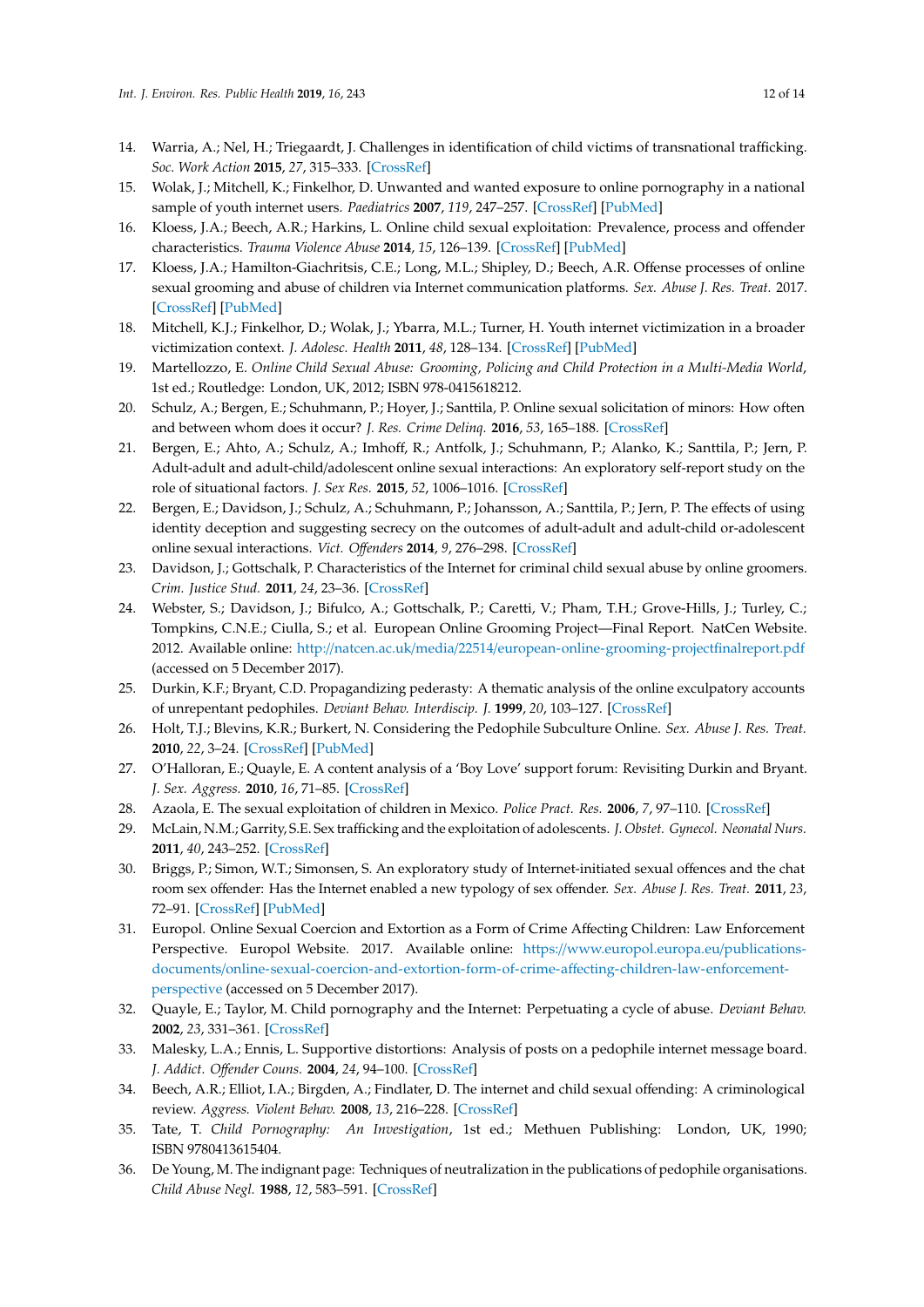14. Warria, A.; Nel, H.; Triegaardt, J. Challenges in identification of child victims of transnational trafficking. *Soc. Work Action* **2015**, *27*, 315–333. [CrossRef]
15. Wolak, J.; Mitchell, K.; Finkelhor, D. Unwanted and wanted exposure to online pornography in a national sample of youth internet users. *Paediatrics* **2007**, *119*, 247–257. [CrossRef] [PubMed]
16. Kloess, J.A.; Beech, A.R.; Harkins, L. Online child sexual exploitation: Prevalence, process and offender characteristics. *Trauma Violence Abuse* **2014**, *15*, 126–139. [CrossRef] [PubMed]
17. Kloess, J.A.; Hamilton-Giachritsis, C.E.; Long, M.L.; Shipley, D.; Beech, A.R. Offense processes of online sexual grooming and abuse of children via Internet communication platforms. *Sex. Abuse J. Res. Treat.* 2017. [CrossRef] [PubMed]
18. Mitchell, K.J.; Finkelhor, D.; Wolak, J.; Ybarra, M.L.; Turner, H. Youth internet victimization in a broader victimization context. *J. Adolesc. Health* **2011**, *48*, 128–134. [CrossRef] [PubMed]
19. Martellozzo, E. *Online Child Sexual Abuse: Grooming, Policing and Child Protection in a Multi-Media World*, 1st ed.; Routledge: London, UK, 2012; ISBN 978-0415618212.
20. Schulz, A.; Bergen, E.; Schuhmann, P.; Hoyer, J.; Santtila, P. Online sexual solicitation of minors: How often and between whom does it occur? *J. Res. Crime Delinq.* **2016**, *53*, 165–188. [CrossRef]
21. Bergen, E.; Ahto, A.; Schulz, A.; Imhoff, R.; Antfolk, J.; Schuhmann, P.; Alanko, K.; Santtila, P.; Jern, P. Adult-adult and adult-child/adolescent online sexual interactions: An exploratory self-report study on the role of situational factors. *J. Sex Res.* **2015**, *52*, 1006–1016. [CrossRef]
22. Bergen, E.; Davidson, J.; Schulz, A.; Schuhmann, P.; Johansson, A.; Santtila, P.; Jern, P. The effects of using identity deception and suggesting secrecy on the outcomes of adult-adult and adult-child or-adolescent online sexual interactions. *Vict. Offenders* **2014**, *9*, 276–298. [CrossRef]
23. Davidson, J.; Gottschalk, P. Characteristics of the Internet for criminal child sexual abuse by online groomers. *Crim. Justice Stud.* **2011**, *24*, 23–36. [CrossRef]
24. Webster, S.; Davidson, J.; Bifulco, A.; Gottschalk, P.; Caretti, V.; Pham, T.H.; Grove-Hills, J.; Turley, C.; Tompkins, C.N.E.; Ciulla, S.; et al. European Online Grooming Project—Final Report. NatCen Website. 2012. Available online: http://natcen.ac.uk/media/22514/european-online-grooming-projectfinalreport.pdf (accessed on 5 December 2017).
25. Durkin, K.F.; Bryant, C.D. Propagandizing pederasty: A thematic analysis of the online exculpatory accounts of unrepentant pedophiles. *Deviant Behav. Interdiscip. J.* **1999**, *20*, 103–127. [CrossRef]
26. Holt, T.J.; Blevins, K.R.; Burkert, N. Considering the Pedophile Subculture Online. *Sex. Abuse J. Res. Treat.* **2010**, *22*, 3–24. [CrossRef] [PubMed]
27. O'Halloran, E.; Quayle, E. A content analysis of a 'Boy Love' support forum: Revisiting Durkin and Bryant. *J. Sex. Aggress.* **2010**, *16*, 71–85. [CrossRef]
28. Azaola, E. The sexual exploitation of children in Mexico. *Police Pract. Res.* **2006**, *7*, 97–110. [CrossRef]
29. McLain, N.M.; Garrity, S.E. Sex trafficking and the exploitation of adolescents. *J. Obstet. Gynecol. Neonatal Nurs.* **2011**, *40*, 243–252. [CrossRef]
30. Briggs, P.; Simon, W.T.; Simonsen, S. An exploratory study of Internet-initiated sexual offences and the chat room sex offender: Has the Internet enabled a new typology of sex offender. *Sex. Abuse J. Res. Treat.* **2011**, *23*, 72–91. [CrossRef] [PubMed]
31. Europol. Online Sexual Coercion and Extortion as a Form of Crime Affecting Children: Law Enforcement Perspective. Europol Website. 2017. Available online: https://www.europol.europa.eu/publications-documents/online-sexual-coercion-and-extortion-form-of-crime-affecting-children-law-enforcement-perspective (accessed on 5 December 2017).
32. Quayle, E.; Taylor, M. Child pornography and the Internet: Perpetuating a cycle of abuse. *Deviant Behav.* **2002**, *23*, 331–361. [CrossRef]
33. Malesky, L.A.; Ennis, L. Supportive distortions: Analysis of posts on a pedophile internet message board. *J. Addict. Offender Couns.* **2004**, *24*, 94–100. [CrossRef]
34. Beech, A.R.; Elliot, I.A.; Birgden, A.; Findlater, D. The internet and child sexual offending: A criminological review. *Aggress. Violent Behav.* **2008**, *13*, 216–228. [CrossRef]
35. Tate, T. *Child Pornography: An Investigation*, 1st ed.; Methuen Publishing: London, UK, 1990; ISBN 9780413615404.
36. De Young, M. The indignant page: Techniques of neutralization in the publications of pedophile organisations. *Child Abuse Negl.* **1988**, *12*, 583–591. [CrossRef]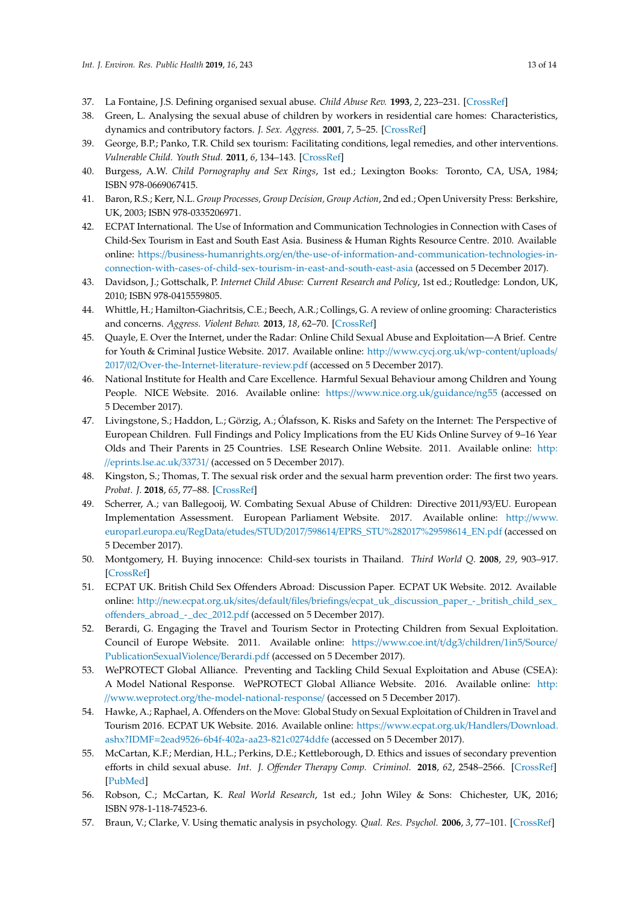37. La Fontaine, J.S. Defining organised sexual abuse. *Child Abuse Rev.* **1993**, *2*, 223–231. [CrossRef]
38. Green, L. Analysing the sexual abuse of children by workers in residential care homes: Characteristics, dynamics and contributory factors. *J. Sex. Aggress.* **2001**, *7*, 5–25. [CrossRef]
39. George, B.P.; Panko, T.R. Child sex tourism: Facilitating conditions, legal remedies, and other interventions. *Vulnerable Child. Youth Stud.* **2011**, *6*, 134–143. [CrossRef]
40. Burgess, A.W. *Child Pornography and Sex Rings*, 1st ed.; Lexington Books: Toronto, CA, USA, 1984; ISBN 978-0669067415.
41. Baron, R.S.; Kerr, N.L. *Group Processes, Group Decision, Group Action*, 2nd ed.; Open University Press: Berkshire, UK, 2003; ISBN 978-0335206971.
42. ECPAT International. The Use of Information and Communication Technologies in Connection with Cases of Child-Sex Tourism in East and South East Asia. Business & Human Rights Resource Centre. 2010. Available online: https://business-humanrights.org/en/the-use-of-information-and-communication-technologies-in-connection-with-cases-of-child-sex-tourism-in-east-and-south-east-asia (accessed on 5 December 2017).
43. Davidson, J.; Gottschalk, P. *Internet Child Abuse: Current Research and Policy*, 1st ed.; Routledge: London, UK, 2010; ISBN 978-0415559805.
44. Whittle, H.; Hamilton-Giachritsis, C.E.; Beech, A.R.; Collings, G. A review of online grooming: Characteristics and concerns. *Aggress. Violent Behav.* **2013**, *18*, 62–70. [CrossRef]
45. Quayle, E. Over the Internet, under the Radar: Online Child Sexual Abuse and Exploitation—A Brief. Centre for Youth & Criminal Justice Website. 2017. Available online: http://www.cycj.org.uk/wp-content/uploads/2017/02/Over-the-Internet-literature-review.pdf (accessed on 5 December 2017).
46. National Institute for Health and Care Excellence. Harmful Sexual Behaviour among Children and Young People. NICE Website. 2016. Available online: https://www.nice.org.uk/guidance/ng55 (accessed on 5 December 2017).
47. Livingstone, S.; Haddon, L.; Görzig, A.; Ólafsson, K. Risks and Safety on the Internet: The Perspective of European Children. Full Findings and Policy Implications from the EU Kids Online Survey of 9–16 Year Olds and Their Parents in 25 Countries. LSE Research Online Website. 2011. Available online: http://eprints.lse.ac.uk/33731/ (accessed on 5 December 2017).
48. Kingston, S.; Thomas, T. The sexual risk order and the sexual harm prevention order: The first two years. *Probat. J.* **2018**, *65*, 77–88. [CrossRef]
49. Scherrer, A.; van Ballegooij, W. Combating Sexual Abuse of Children: Directive 2011/93/EU. European Implementation Assessment. European Parliament Website. 2017. Available online: http://www.europarl.europa.eu/RegData/etudes/STUD/2017/598614/EPRS_STU%282017%29598614_EN.pdf (accessed on 5 December 2017).
50. Montgomery, H. Buying innocence: Child-sex tourists in Thailand. *Third World Q.* **2008**, *29*, 903–917. [CrossRef]
51. ECPAT UK. British Child Sex Offenders Abroad: Discussion Paper. ECPAT UK Website. 2012. Available online: http://new.ecpat.org.uk/sites/default/files/briefings/ecpat_uk_discussion_paper_-_british_child_sex_offenders_abroad_-_dec_2012.pdf (accessed on 5 December 2017).
52. Berardi, G. Engaging the Travel and Tourism Sector in Protecting Children from Sexual Exploitation. Council of Europe Website. 2011. Available online: https://www.coe.int/t/dg3/children/1in5/Source/PublicationSexualViolence/Berardi.pdf (accessed on 5 December 2017).
53. WePROTECT Global Alliance. Preventing and Tackling Child Sexual Exploitation and Abuse (CSEA): A Model National Response. WePROTECT Global Alliance Website. 2016. Available online: http://www.weprotect.org/the-model-national-response/ (accessed on 5 December 2017).
54. Hawke, A.; Raphael, A. Offenders on the Move: Global Study on Sexual Exploitation of Children in Travel and Tourism 2016. ECPAT UK Website. 2016. Available online: https://www.ecpat.org.uk/Handlers/Download.ashx?IDMF=2ead9526-6b4f-402a-aa23-821c0274ddfe (accessed on 5 December 2017).
55. McCartan, K.F.; Merdian, H.L.; Perkins, D.E.; Kettleborough, D. Ethics and issues of secondary prevention efforts in child sexual abuse. *Int. J. Offender Therapy Comp. Criminol.* **2018**, *62*, 2548–2566. [CrossRef] [PubMed]
56. Robson, C.; McCartan, K. *Real World Research*, 1st ed.; John Wiley & Sons: Chichester, UK, 2016; ISBN 978-1-118-74523-6.
57. Braun, V.; Clarke, V. Using thematic analysis in psychology. *Qual. Res. Psychol.* **2006**, *3*, 77–101. [CrossRef]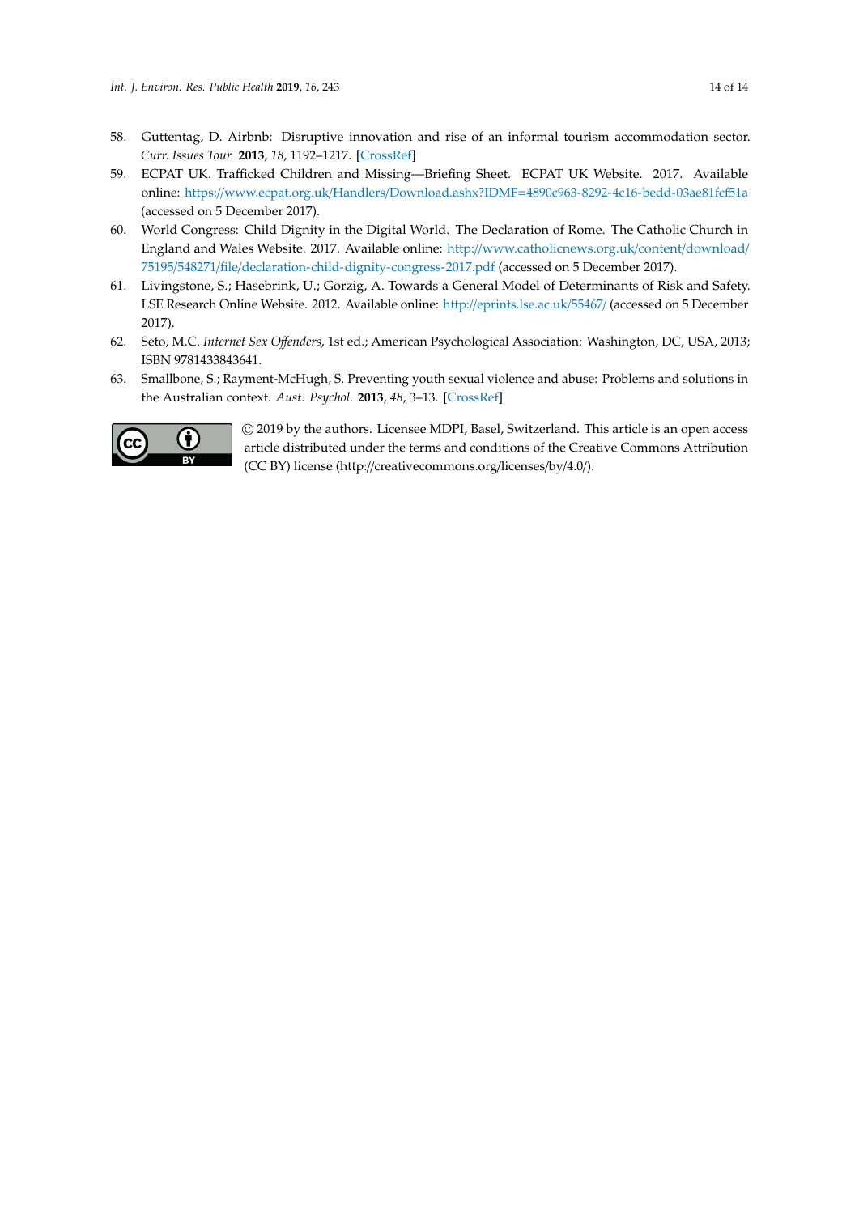58. Guttentag, D. Airbnb: Disruptive innovation and rise of an informal tourism accommodation sector. *Curr. Issues Tour.* **2013**, *18*, 1192–1217. [CrossRef]
59. ECPAT UK. Trafficked Children and Missing—Briefing Sheet. ECPAT UK Website. 2017. Available online: https://www.ecpat.org.uk/Handlers/Download.ashx?IDMF=4890c963-8292-4c16-bedd-03ae81fcf51a (accessed on 5 December 2017).
60. World Congress: Child Dignity in the Digital World. The Declaration of Rome. The Catholic Church in England and Wales Website. 2017. Available online: http://www.catholicnews.org.uk/content/download/75195/548271/file/declaration-child-dignity-congress-2017.pdf (accessed on 5 December 2017).
61. Livingstone, S.; Hasebrink, U.; Görzig, A. Towards a General Model of Determinants of Risk and Safety. LSE Research Online Website. 2012. Available online: http://eprints.lse.ac.uk/55467/ (accessed on 5 December 2017).
62. Seto, M.C. *Internet Sex Offenders*, 1st ed.; American Psychological Association: Washington, DC, USA, 2013; ISBN 9781433843641.
63. Smallbone, S.; Rayment-McHugh, S. Preventing youth sexual violence and abuse: Problems and solutions in the Australian context. *Aust. Psychol.* **2013**, *48*, 3–13. [CrossRef]

© 2019 by the authors. Licensee MDPI, Basel, Switzerland. This article is an open access article distributed under the terms and conditions of the Creative Commons Attribution (CC BY) license (http://creativecommons.org/licenses/by/4.0/).